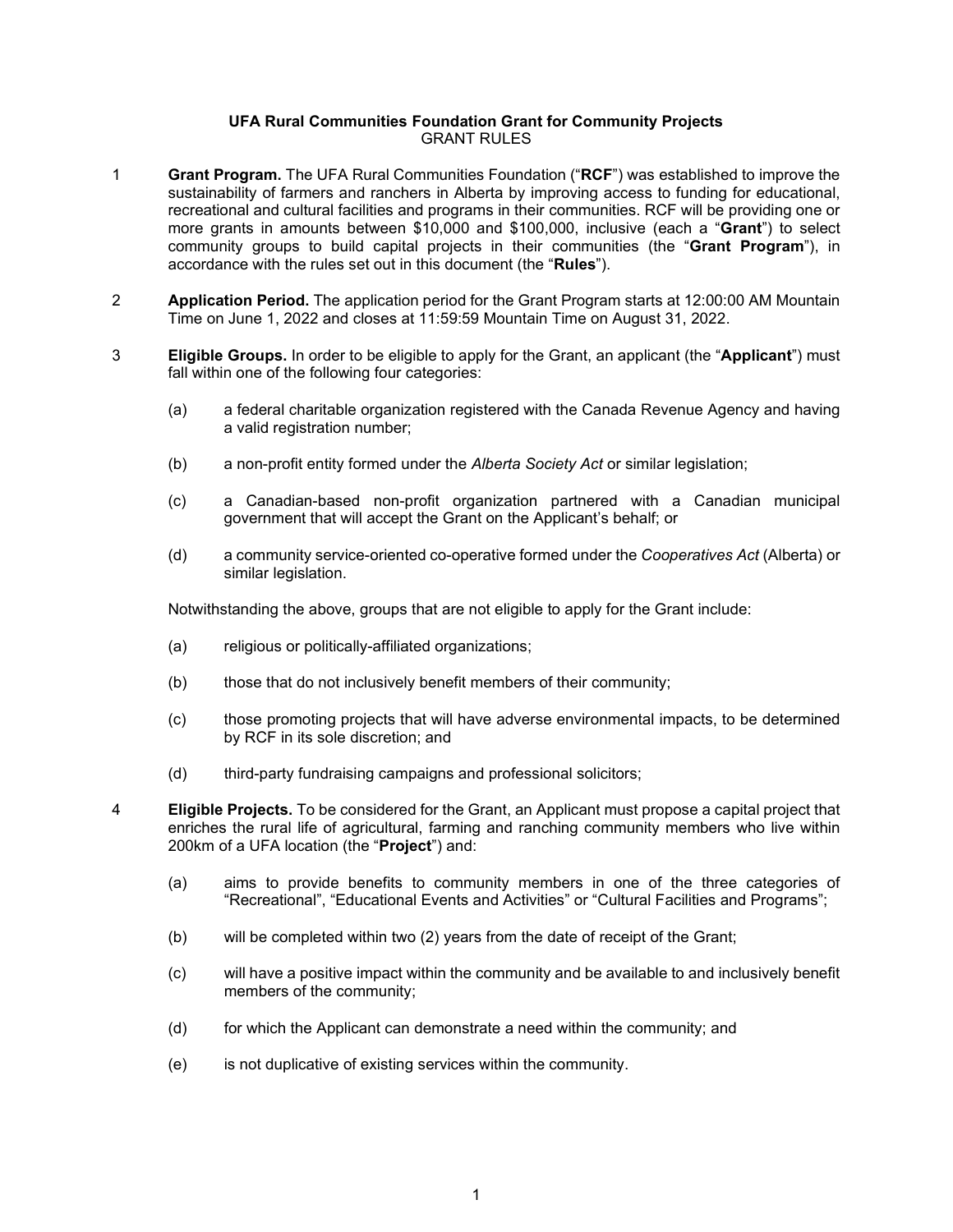**UFA Rural Communities Foundation Grant for Community Projects**
GRANT RULES

1 **Grant Program.** The UFA Rural Communities Foundation ("**RCF**") was established to improve the sustainability of farmers and ranchers in Alberta by improving access to funding for educational, recreational and cultural facilities and programs in their communities. RCF will be providing one or more grants in amounts between $10,000 and $100,000, inclusive (each a "**Grant**") to select community groups to build capital projects in their communities (the "**Grant Program**"), in accordance with the rules set out in this document (the "**Rules**").

2 **Application Period.** The application period for the Grant Program starts at 12:00:00 AM Mountain Time on June 1, 2022 and closes at 11:59:59 Mountain Time on August 31, 2022.

3 **Eligible Groups.** In order to be eligible to apply for the Grant, an applicant (the "**Applicant**") must fall within one of the following four categories:

(a) a federal charitable organization registered with the Canada Revenue Agency and having a valid registration number;

(b) a non-profit entity formed under the *Alberta Society Act* or similar legislation;

(c) a Canadian-based non-profit organization partnered with a Canadian municipal government that will accept the Grant on the Applicant's behalf; or

(d) a community service-oriented co-operative formed under the *Cooperatives Act* (Alberta) or similar legislation.

Notwithstanding the above, groups that are not eligible to apply for the Grant include:

(a) religious or politically-affiliated organizations;

(b) those that do not inclusively benefit members of their community;

(c) those promoting projects that will have adverse environmental impacts, to be determined by RCF in its sole discretion; and

(d) third-party fundraising campaigns and professional solicitors;

4 **Eligible Projects.** To be considered for the Grant, an Applicant must propose a capital project that enriches the rural life of agricultural, farming and ranching community members who live within 200km of a UFA location (the "**Project**") and:

(a) aims to provide benefits to community members in one of the three categories of "Recreational", "Educational Events and Activities" or "Cultural Facilities and Programs";

(b) will be completed within two (2) years from the date of receipt of the Grant;

(c) will have a positive impact within the community and be available to and inclusively benefit members of the community;

(d) for which the Applicant can demonstrate a need within the community; and

(e) is not duplicative of existing services within the community.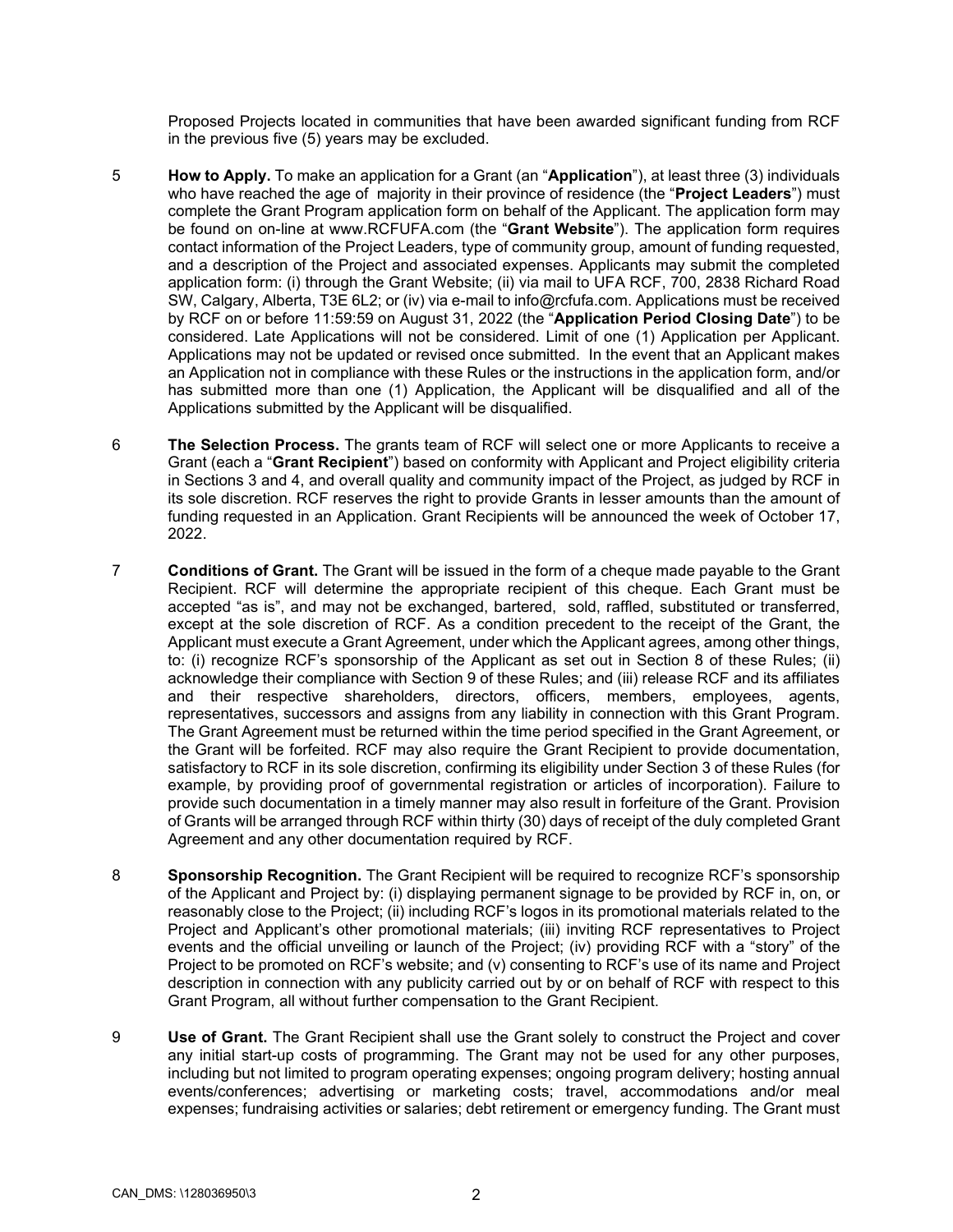Proposed Projects located in communities that have been awarded significant funding from RCF in the previous five (5) years may be excluded.

5 **How to Apply.** To make an application for a Grant (an "**Application**"), at least three (3) individuals who have reached the age of majority in their province of residence (the "**Project Leaders**") must complete the Grant Program application form on behalf of the Applicant. The application form may be found on on-line at www.RCFUFA.com (the "**Grant Website**"). The application form requires contact information of the Project Leaders, type of community group, amount of funding requested, and a description of the Project and associated expenses. Applicants may submit the completed application form: (i) through the Grant Website; (ii) via mail to UFA RCF, 700, 2838 Richard Road SW, Calgary, Alberta, T3E 6L2; or (iv) via e-mail to info@rcfufa.com. Applications must be received by RCF on or before 11:59:59 on August 31, 2022 (the "**Application Period Closing Date**") to be considered. Late Applications will not be considered. Limit of one (1) Application per Applicant. Applications may not be updated or revised once submitted. In the event that an Applicant makes an Application not in compliance with these Rules or the instructions in the application form, and/or has submitted more than one (1) Application, the Applicant will be disqualified and all of the Applications submitted by the Applicant will be disqualified.

6 **The Selection Process.** The grants team of RCF will select one or more Applicants to receive a Grant (each a "**Grant Recipient**") based on conformity with Applicant and Project eligibility criteria in Sections 3 and 4, and overall quality and community impact of the Project, as judged by RCF in its sole discretion. RCF reserves the right to provide Grants in lesser amounts than the amount of funding requested in an Application. Grant Recipients will be announced the week of October 17, 2022.

7 **Conditions of Grant.** The Grant will be issued in the form of a cheque made payable to the Grant Recipient. RCF will determine the appropriate recipient of this cheque. Each Grant must be accepted "as is", and may not be exchanged, bartered, sold, raffled, substituted or transferred, except at the sole discretion of RCF. As a condition precedent to the receipt of the Grant, the Applicant must execute a Grant Agreement, under which the Applicant agrees, among other things, to: (i) recognize RCF's sponsorship of the Applicant as set out in Section 8 of these Rules; (ii) acknowledge their compliance with Section 9 of these Rules; and (iii) release RCF and its affiliates and their respective shareholders, directors, officers, members, employees, agents, representatives, successors and assigns from any liability in connection with this Grant Program. The Grant Agreement must be returned within the time period specified in the Grant Agreement, or the Grant will be forfeited. RCF may also require the Grant Recipient to provide documentation, satisfactory to RCF in its sole discretion, confirming its eligibility under Section 3 of these Rules (for example, by providing proof of governmental registration or articles of incorporation). Failure to provide such documentation in a timely manner may also result in forfeiture of the Grant. Provision of Grants will be arranged through RCF within thirty (30) days of receipt of the duly completed Grant Agreement and any other documentation required by RCF.

8 **Sponsorship Recognition.** The Grant Recipient will be required to recognize RCF's sponsorship of the Applicant and Project by: (i) displaying permanent signage to be provided by RCF in, on, or reasonably close to the Project; (ii) including RCF's logos in its promotional materials related to the Project and Applicant's other promotional materials; (iii) inviting RCF representatives to Project events and the official unveiling or launch of the Project; (iv) providing RCF with a "story" of the Project to be promoted on RCF's website; and (v) consenting to RCF's use of its name and Project description in connection with any publicity carried out by or on behalf of RCF with respect to this Grant Program, all without further compensation to the Grant Recipient.

9 **Use of Grant.** The Grant Recipient shall use the Grant solely to construct the Project and cover any initial start-up costs of programming. The Grant may not be used for any other purposes, including but not limited to program operating expenses; ongoing program delivery; hosting annual events/conferences; advertising or marketing costs; travel, accommodations and/or meal expenses; fundraising activities or salaries; debt retirement or emergency funding. The Grant must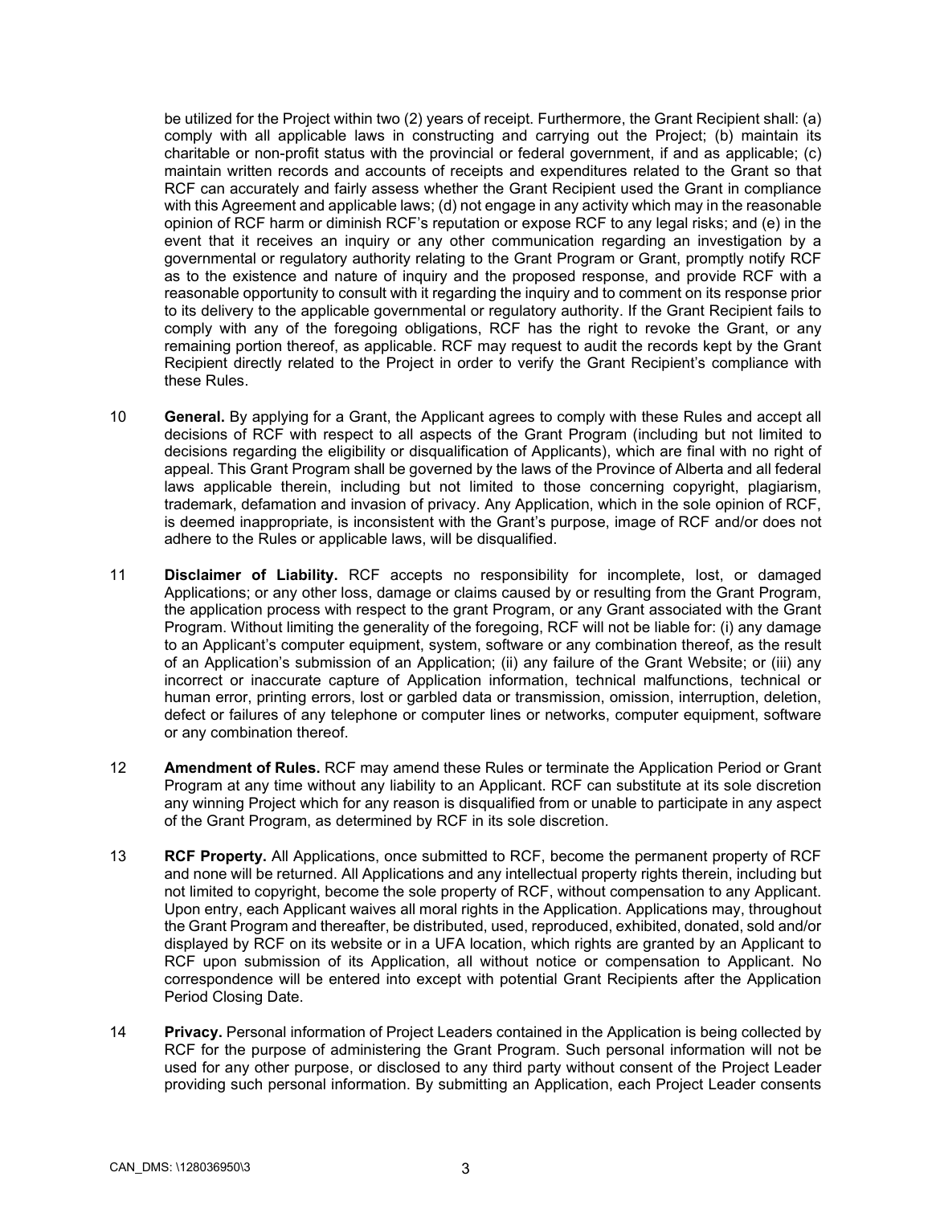be utilized for the Project within two (2) years of receipt. Furthermore, the Grant Recipient shall: (a) comply with all applicable laws in constructing and carrying out the Project; (b) maintain its charitable or non-profit status with the provincial or federal government, if and as applicable; (c) maintain written records and accounts of receipts and expenditures related to the Grant so that RCF can accurately and fairly assess whether the Grant Recipient used the Grant in compliance with this Agreement and applicable laws; (d) not engage in any activity which may in the reasonable opinion of RCF harm or diminish RCF's reputation or expose RCF to any legal risks; and (e) in the event that it receives an inquiry or any other communication regarding an investigation by a governmental or regulatory authority relating to the Grant Program or Grant, promptly notify RCF as to the existence and nature of inquiry and the proposed response, and provide RCF with a reasonable opportunity to consult with it regarding the inquiry and to comment on its response prior to its delivery to the applicable governmental or regulatory authority. If the Grant Recipient fails to comply with any of the foregoing obligations, RCF has the right to revoke the Grant, or any remaining portion thereof, as applicable. RCF may request to audit the records kept by the Grant Recipient directly related to the Project in order to verify the Grant Recipient's compliance with these Rules.

10 **General.** By applying for a Grant, the Applicant agrees to comply with these Rules and accept all decisions of RCF with respect to all aspects of the Grant Program (including but not limited to decisions regarding the eligibility or disqualification of Applicants), which are final with no right of appeal. This Grant Program shall be governed by the laws of the Province of Alberta and all federal laws applicable therein, including but not limited to those concerning copyright, plagiarism, trademark, defamation and invasion of privacy. Any Application, which in the sole opinion of RCF, is deemed inappropriate, is inconsistent with the Grant's purpose, image of RCF and/or does not adhere to the Rules or applicable laws, will be disqualified.

11 **Disclaimer of Liability.** RCF accepts no responsibility for incomplete, lost, or damaged Applications; or any other loss, damage or claims caused by or resulting from the Grant Program, the application process with respect to the grant Program, or any Grant associated with the Grant Program. Without limiting the generality of the foregoing, RCF will not be liable for: (i) any damage to an Applicant's computer equipment, system, software or any combination thereof, as the result of an Application's submission of an Application; (ii) any failure of the Grant Website; or (iii) any incorrect or inaccurate capture of Application information, technical malfunctions, technical or human error, printing errors, lost or garbled data or transmission, omission, interruption, deletion, defect or failures of any telephone or computer lines or networks, computer equipment, software or any combination thereof.

12 **Amendment of Rules.** RCF may amend these Rules or terminate the Application Period or Grant Program at any time without any liability to an Applicant. RCF can substitute at its sole discretion any winning Project which for any reason is disqualified from or unable to participate in any aspect of the Grant Program, as determined by RCF in its sole discretion.

13 **RCF Property.** All Applications, once submitted to RCF, become the permanent property of RCF and none will be returned. All Applications and any intellectual property rights therein, including but not limited to copyright, become the sole property of RCF, without compensation to any Applicant. Upon entry, each Applicant waives all moral rights in the Application. Applications may, throughout the Grant Program and thereafter, be distributed, used, reproduced, exhibited, donated, sold and/or displayed by RCF on its website or in a UFA location, which rights are granted by an Applicant to RCF upon submission of its Application, all without notice or compensation to Applicant. No correspondence will be entered into except with potential Grant Recipients after the Application Period Closing Date.

14 **Privacy.** Personal information of Project Leaders contained in the Application is being collected by RCF for the purpose of administering the Grant Program. Such personal information will not be used for any other purpose, or disclosed to any third party without consent of the Project Leader providing such personal information. By submitting an Application, each Project Leader consents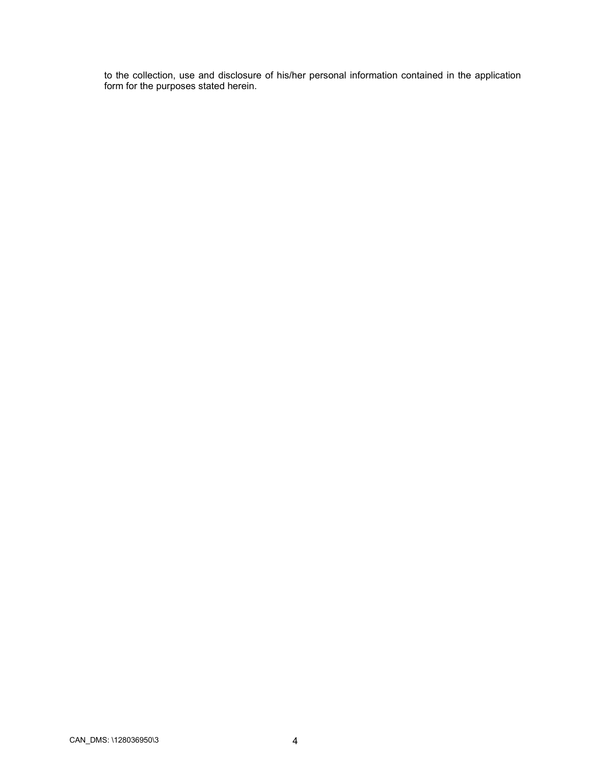to the collection, use and disclosure of his/her personal information contained in the application form for the purposes stated herein.